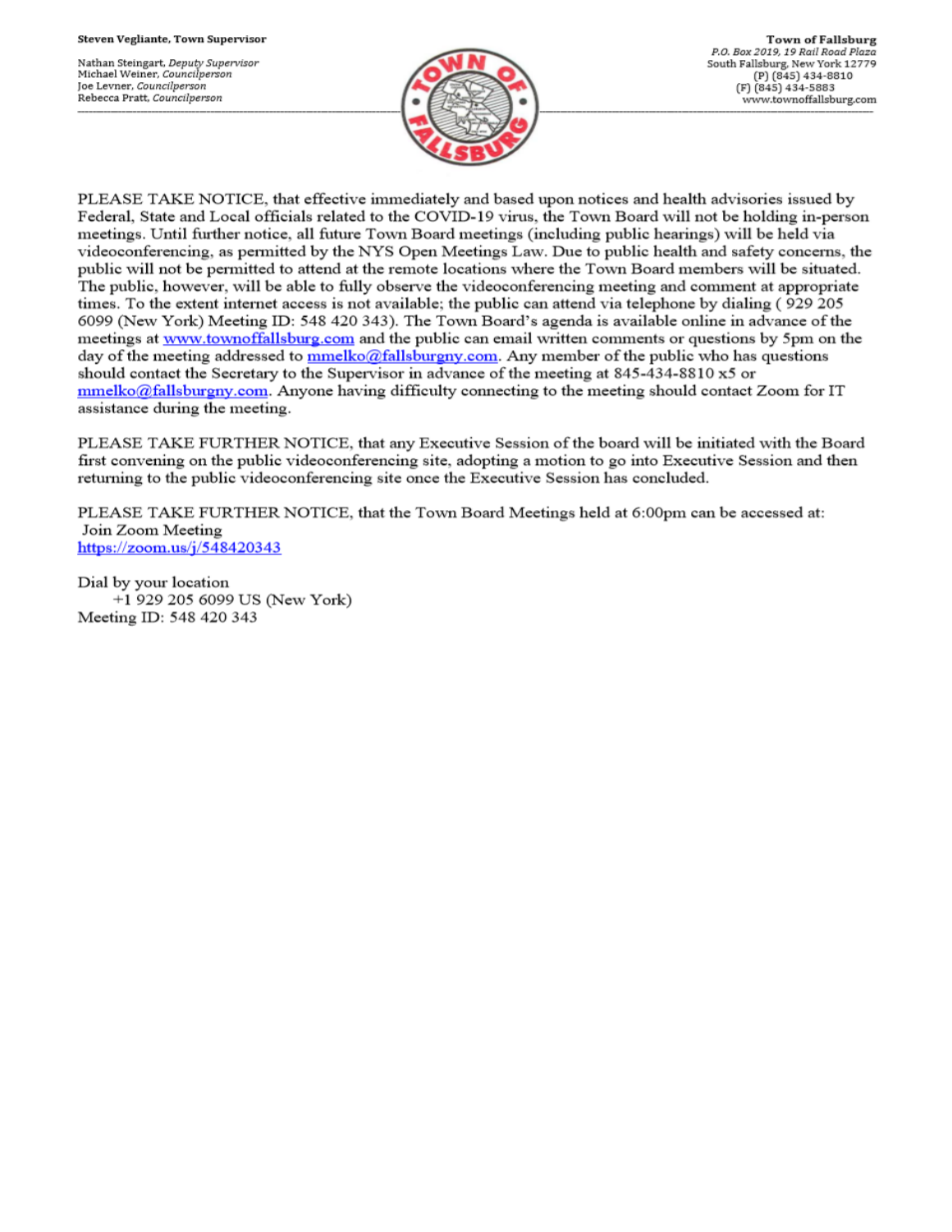**Steven Vegliante, Town Supervisor**

Nathan Steingart, *Deputy Supervisor*
Michael Weiner, *Councilperson*
Joe Levner, *Councilperson*
Rebecca Pratt, *Councilperson*

**Town of Fallsburg**
*P.O. Box 2019, 19 Rail Road Plaza*
South Fallsburg, New York 12779
(P) (845) 434-8810
(F) (845) 434-5883
www.townoffallsburg.com

---

PLEASE TAKE NOTICE, that effective immediately and based upon notices and health advisories issued by Federal, State and Local officials related to the COVID-19 virus, the Town Board will not be holding in-person meetings. Until further notice, all future Town Board meetings (including public hearings) will be held via videoconferencing, as permitted by the NYS Open Meetings Law. Due to public health and safety concerns, the public will not be permitted to attend at the remote locations where the Town Board members will be situated. The public, however, will be able to fully observe the videoconferencing meeting and comment at appropriate times. To the extent internet access is not available; the public can attend via telephone by dialing ( 929 205 6099 (New York) Meeting ID: 548 420 343). The Town Board's agenda is available online in advance of the meetings at www.townoffallsburg.com and the public can email written comments or questions by 5pm on the day of the meeting addressed to mmelko@fallsburgny.com. Any member of the public who has questions should contact the Secretary to the Supervisor in advance of the meeting at 845-434-8810 x5 or mmelko@fallsburgny.com. Anyone having difficulty connecting to the meeting should contact Zoom for IT assistance during the meeting.

PLEASE TAKE FURTHER NOTICE, that any Executive Session of the board will be initiated with the Board first convening on the public videoconferencing site, adopting a motion to go into Executive Session and then returning to the public videoconferencing site once the Executive Session has concluded.

PLEASE TAKE FURTHER NOTICE, that the Town Board Meetings held at 6:00pm can be accessed at:
Join Zoom Meeting
https://zoom.us/j/548420343

Dial by your location
+1 929 205 6099 US (New York)
Meeting ID: 548 420 343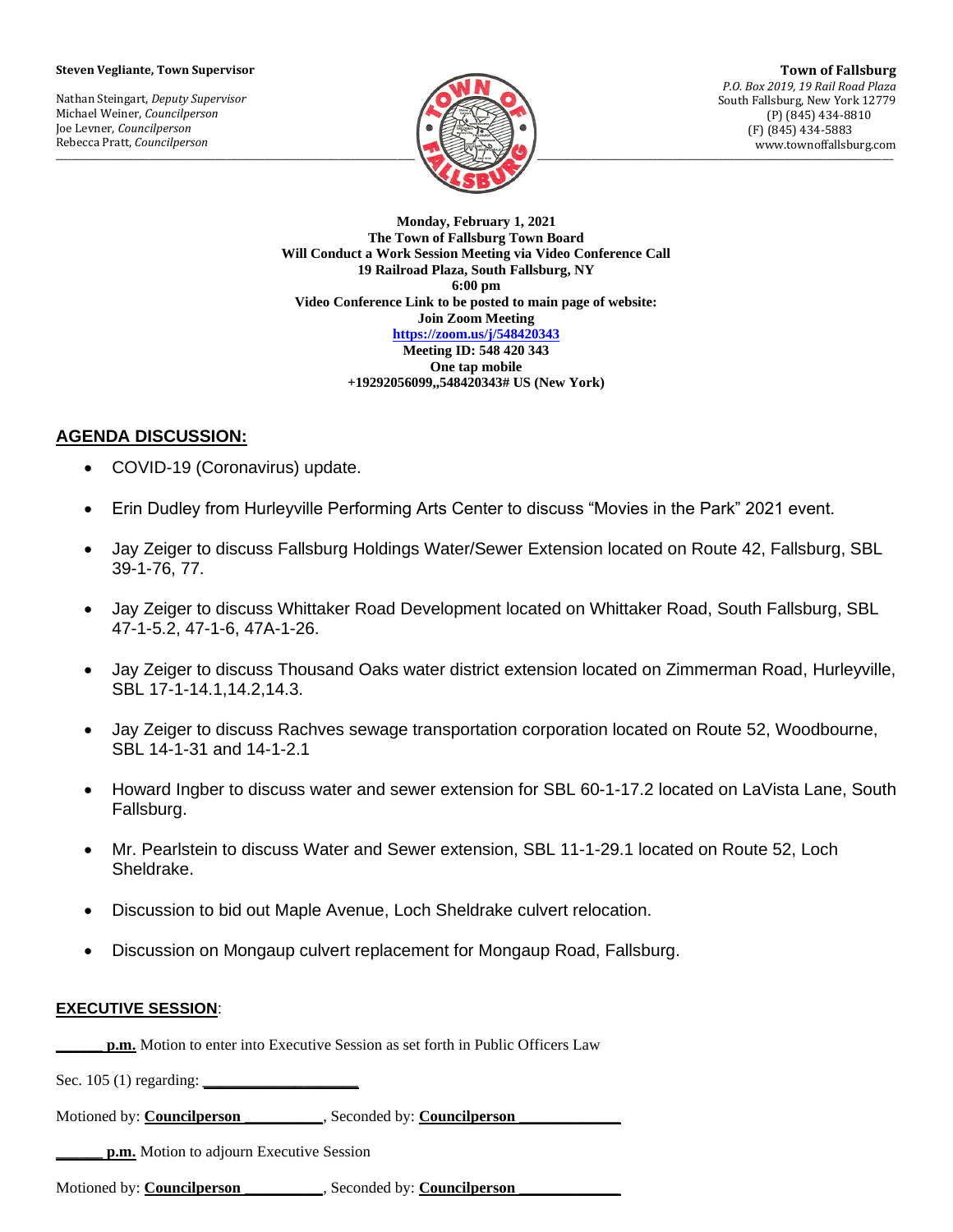**Steven Vegliante, Town Supervisor**

Nathan Steingart, *Deputy Supervisor*
Michael Weiner, *Councilperson*
Joe Levner, *Councilperson*
Rebecca Pratt, *Councilperson*

**Town of Fallsburg**
*P.O. Box 2019, 19 Rail Road Plaza*
South Fallsburg, New York 12779
(P) (845) 434-8810
(F) (845) 434-5883
www.townoffallsburg.com

**Monday, February 1, 2021**
**The Town of Fallsburg Town Board**
**Will Conduct a Work Session Meeting via Video Conference Call**
**19 Railroad Plaza, South Fallsburg, NY**
**6:00 pm**
**Video Conference Link to be posted to main page of website:**
**Join Zoom Meeting**
**https://zoom.us/j/548420343**
**Meeting ID: 548 420 343**
**One tap mobile**
**+19292056099,,548420343# US (New York)**

## AGENDA DISCUSSION:

- COVID-19 (Coronavirus) update.
- Erin Dudley from Hurleyville Performing Arts Center to discuss "Movies in the Park" 2021 event.
- Jay Zeiger to discuss Fallsburg Holdings Water/Sewer Extension located on Route 42, Fallsburg, SBL 39-1-76, 77.
- Jay Zeiger to discuss Whittaker Road Development located on Whittaker Road, South Fallsburg, SBL 47-1-5.2, 47-1-6, 47A-1-26.
- Jay Zeiger to discuss Thousand Oaks water district extension located on Zimmerman Road, Hurleyville, SBL 17-1-14.1,14.2,14.3.
- Jay Zeiger to discuss Rachves sewage transportation corporation located on Route 52, Woodbourne, SBL 14-1-31 and 14-1-2.1
- Howard Ingber to discuss water and sewer extension for SBL 60-1-17.2 located on LaVista Lane, South Fallsburg.
- Mr. Pearlstein to discuss Water and Sewer extension, SBL 11-1-29.1 located on Route 52, Loch Sheldrake.
- Discussion to bid out Maple Avenue, Loch Sheldrake culvert relocation.
- Discussion on Mongaup culvert replacement for Mongaup Road, Fallsburg.

## EXECUTIVE SESSION:

**______ p.m.** Motion to enter into Executive Session as set forth in Public Officers Law

Sec. 105 (1) regarding: ___________________

Motioned by: **Councilperson __________**, Seconded by: **Councilperson _____________**

**______ p.m.** Motion to adjourn Executive Session

Motioned by: **Councilperson __________**, Seconded by: **Councilperson _____________**